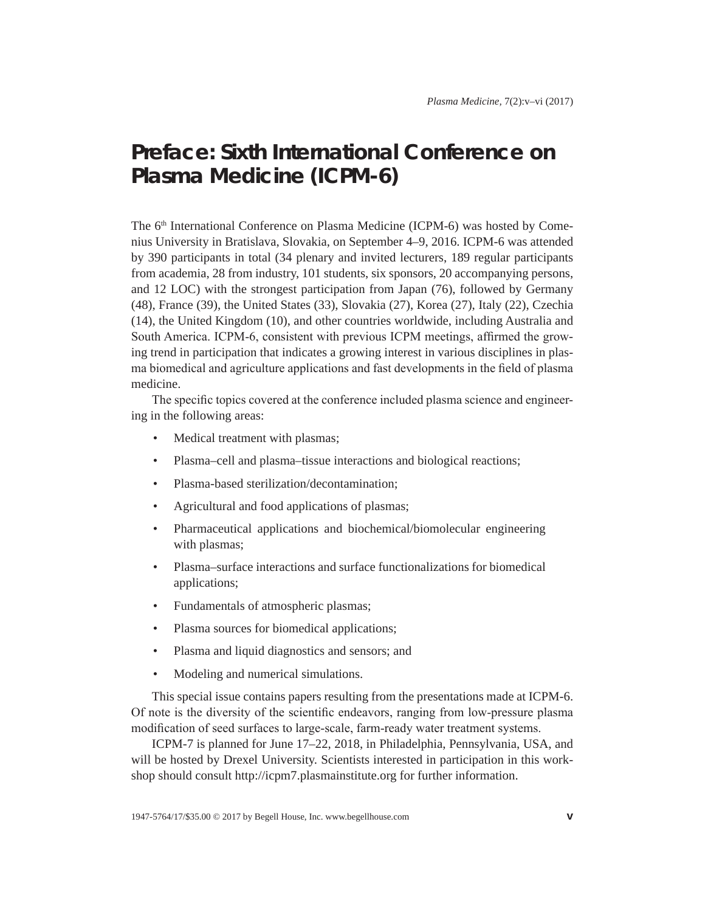# Preface: Sixth International Conference on Plasma Medicine (ICPM-6)

The 6th International Conference on Plasma Medicine (ICPM-6) was hosted by Comenius University in Bratislava, Slovakia, on September 4–9, 2016. ICPM-6 was attended by 390 participants in total (34 plenary and invited lecturers, 189 regular participants from academia, 28 from industry, 101 students, six sponsors, 20 accompanying persons, and 12 LOC) with the strongest participation from Japan (76), followed by Germany (48), France (39), the United States (33), Slovakia (27), Korea (27), Italy (22), Czechia (14), the United Kingdom (10), and other countries worldwide, including Australia and South America. ICPM-6, consistent with previous ICPM meetings, affirmed the growing trend in participation that indicates a growing interest in various disciplines in plasma biomedical and agriculture applications and fast developments in the field of plasma medicine.

The specific topics covered at the conference included plasma science and engineering in the following areas:

- Medical treatment with plasmas;
- Plasma–cell and plasma–tissue interactions and biological reactions;
- Plasma-based sterilization/decontamination;
- Agricultural and food applications of plasmas;
- Pharmaceutical applications and biochemical/biomolecular engineering with plasmas;
- Plasma–surface interactions and surface functionalizations for biomedical applications;
- Fundamentals of atmospheric plasmas;
- Plasma sources for biomedical applications;
- Plasma and liquid diagnostics and sensors; and
- Modeling and numerical simulations.

This special issue contains papers resulting from the presentations made at ICPM-6. Of note is the diversity of the scientific endeavors, ranging from low-pressure plasma modification of seed surfaces to large-scale, farm-ready water treatment systems.

ICPM-7 is planned for June 17–22, 2018, in Philadelphia, Pennsylvania, USA, and will be hosted by Drexel University. Scientists interested in participation in this workshop should consult http://icpm7.plasmainstitute.org for further information.

1947-5764/17/$35.00 © 2017 by Begell House, Inc. www.begellhouse.com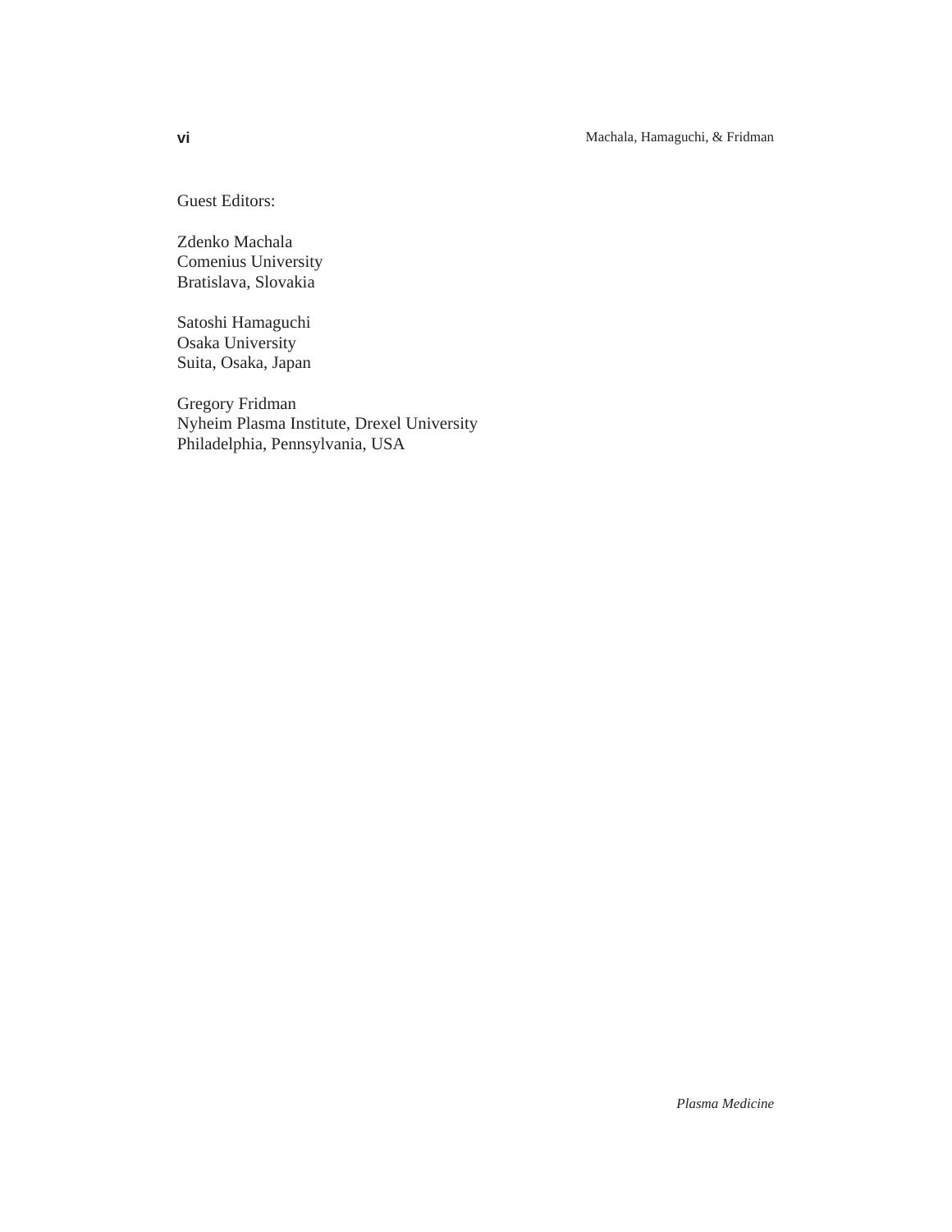Guest Editors:

Zdenko Machala
Comenius University
Bratislava, Slovakia

Satoshi Hamaguchi
Osaka University
Suita, Osaka, Japan

Gregory Fridman
Nyheim Plasma Institute, Drexel University
Philadelphia, Pennsylvania, USA